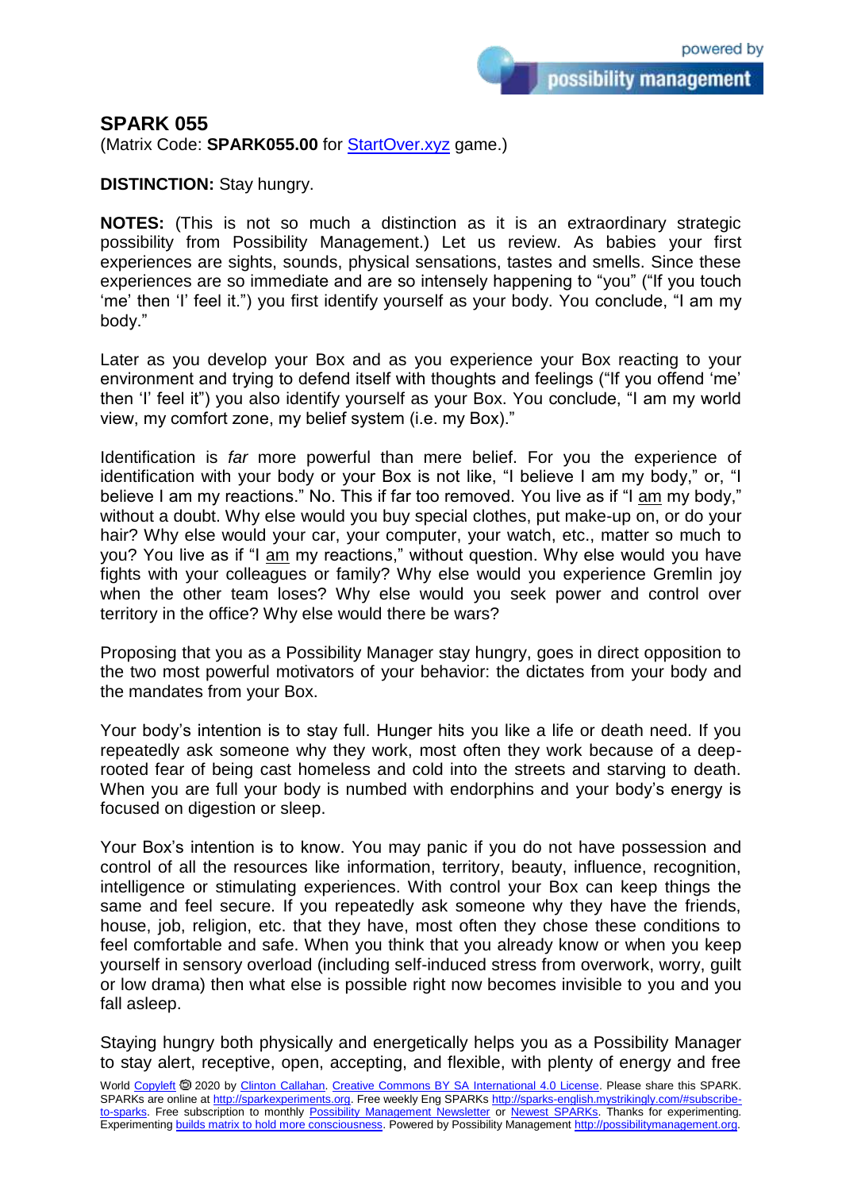## SPARK 055

(Matrix Code: **SPARK055.00** for [StartOver.xyz](StartOver.xyz) game.)

**DISTINCTION:** Stay hungry.

**NOTES:** (This is not so much a distinction as it is an extraordinary strategic possibility from Possibility Management.) Let us review. As babies your first experiences are sights, sounds, physical sensations, tastes and smells. Since these experiences are so immediate and are so intensely happening to "you" ("If you touch 'me' then 'I' feel it.") you first identify yourself as your body. You conclude, "I am my body."

Later as you develop your Box and as you experience your Box reacting to your environment and trying to defend itself with thoughts and feelings ("If you offend 'me' then 'I' feel it") you also identify yourself as your Box. You conclude, "I am my world view, my comfort zone, my belief system (i.e. my Box)."

Identification is *far* more powerful than mere belief. For you the experience of identification with your body or your Box is not like, "I believe I am my body," or, "I believe I am my reactions." No. This if far too removed. You live as if "I am my body," without a doubt. Why else would you buy special clothes, put make-up on, or do your hair? Why else would your car, your computer, your watch, etc., matter so much to you? You live as if "I am my reactions," without question. Why else would you have fights with your colleagues or family? Why else would you experience Gremlin joy when the other team loses? Why else would you seek power and control over territory in the office? Why else would there be wars?

Proposing that you as a Possibility Manager stay hungry, goes in direct opposition to the two most powerful motivators of your behavior: the dictates from your body and the mandates from your Box.

Your body's intention is to stay full. Hunger hits you like a life or death need. If you repeatedly ask someone why they work, most often they work because of a deep-rooted fear of being cast homeless and cold into the streets and starving to death. When you are full your body is numbed with endorphins and your body's energy is focused on digestion or sleep.

Your Box's intention is to know. You may panic if you do not have possession and control of all the resources like information, territory, beauty, influence, recognition, intelligence or stimulating experiences. With control your Box can keep things the same and feel secure. If you repeatedly ask someone why they have the friends, house, job, religion, etc. that they have, most often they chose these conditions to feel comfortable and safe. When you think that you already know or when you keep yourself in sensory overload (including self-induced stress from overwork, worry, guilt or low drama) then what else is possible right now becomes invisible to you and you fall asleep.

Staying hungry both physically and energetically helps you as a Possibility Manager to stay alert, receptive, open, accepting, and flexible, with plenty of energy and free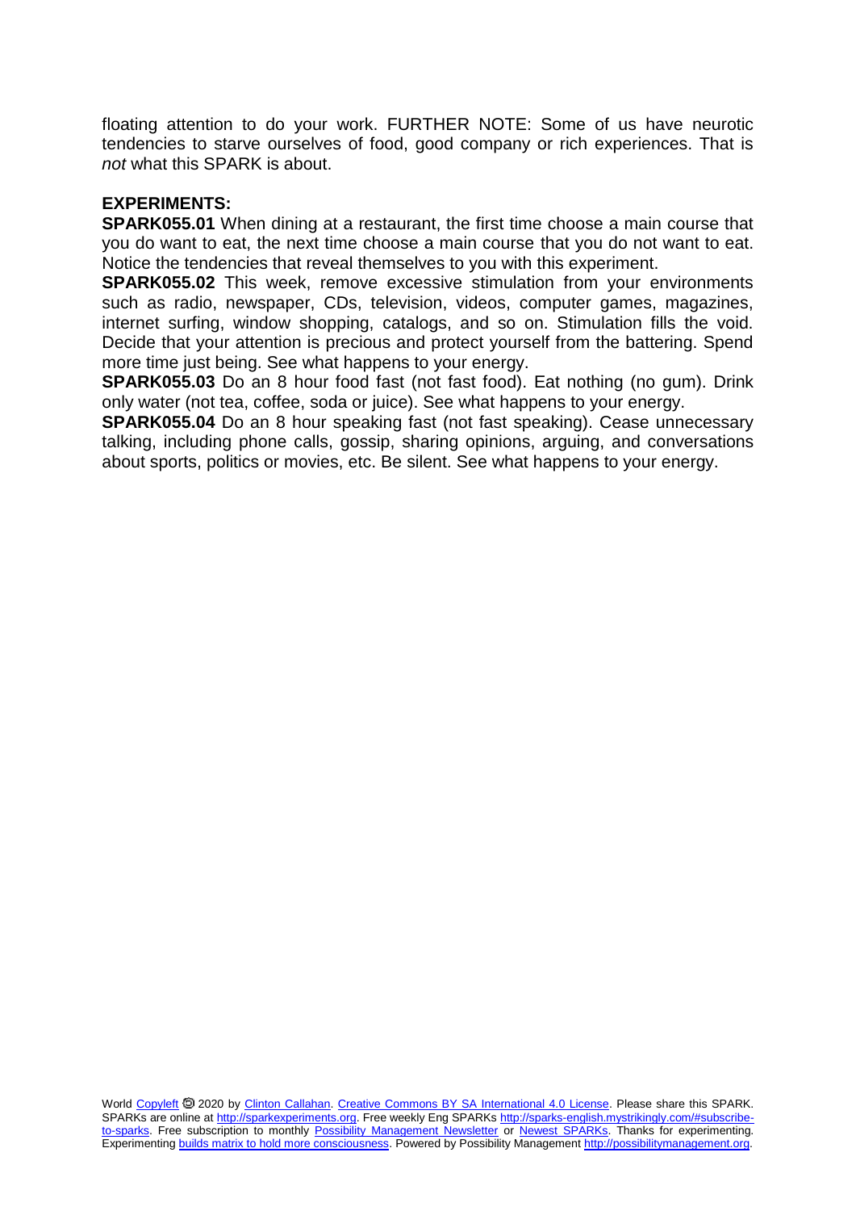floating attention to do your work. FURTHER NOTE: Some of us have neurotic tendencies to starve ourselves of food, good company or rich experiences. That is *not* what this SPARK is about.

**EXPERIMENTS:**

**SPARK055.01** When dining at a restaurant, the first time choose a main course that you do want to eat, the next time choose a main course that you do not want to eat. Notice the tendencies that reveal themselves to you with this experiment.

**SPARK055.02** This week, remove excessive stimulation from your environments such as radio, newspaper, CDs, television, videos, computer games, magazines, internet surfing, window shopping, catalogs, and so on. Stimulation fills the void. Decide that your attention is precious and protect yourself from the battering. Spend more time just being. See what happens to your energy.

**SPARK055.03** Do an 8 hour food fast (not fast food). Eat nothing (no gum). Drink only water (not tea, coffee, soda or juice). See what happens to your energy.

**SPARK055.04** Do an 8 hour speaking fast (not fast speaking). Cease unnecessary talking, including phone calls, gossip, sharing opinions, arguing, and conversations about sports, politics or movies, etc. Be silent. See what happens to your energy.

World Copyleft 🄯 2020 by Clinton Callahan. Creative Commons BY SA International 4.0 License. Please share this SPARK. SPARKs are online at http://sparkexperiments.org. Free weekly Eng SPARKs http://sparks-english.mystrikingly.com/#subscribe-to-sparks. Free subscription to monthly Possibility Management Newsletter or Newest SPARKs. Thanks for experimenting. Experimenting builds matrix to hold more consciousness. Powered by Possibility Management http://possibilitymanagement.org.